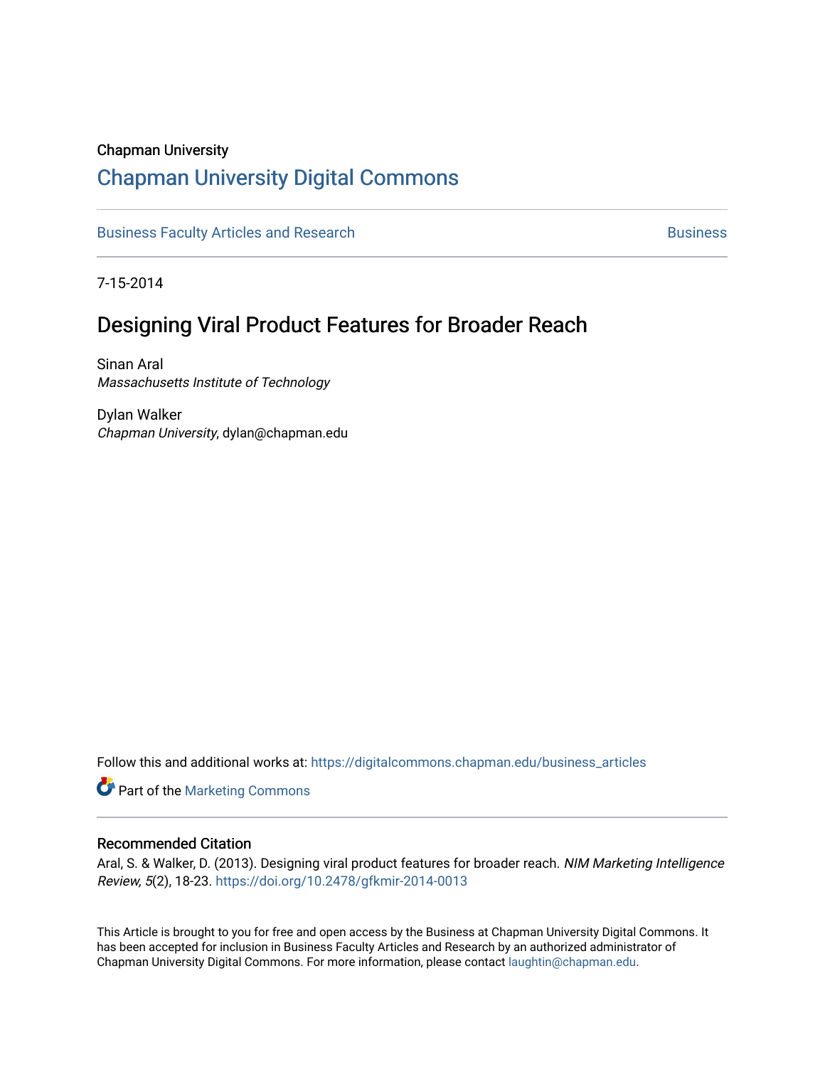Chapman University

## Chapman University Digital Commons

Business Faculty Articles and Research | Business

7-15-2014

# Designing Viral Product Features for Broader Reach

Sinan Aral
*Massachusetts Institute of Technology*

Dylan Walker
*Chapman University*, dylan@chapman.edu

Follow this and additional works at: https://digitalcommons.chapman.edu/business_articles

Part of the Marketing Commons

### Recommended Citation

Aral, S. & Walker, D. (2013). Designing viral product features for broader reach. *NIM Marketing Intelligence Review, 5*(2), 18-23. https://doi.org/10.2478/gfkmir-2014-0013

This Article is brought to you for free and open access by the Business at Chapman University Digital Commons. It has been accepted for inclusion in Business Faculty Articles and Research by an authorized administrator of Chapman University Digital Commons. For more information, please contact laughtin@chapman.edu.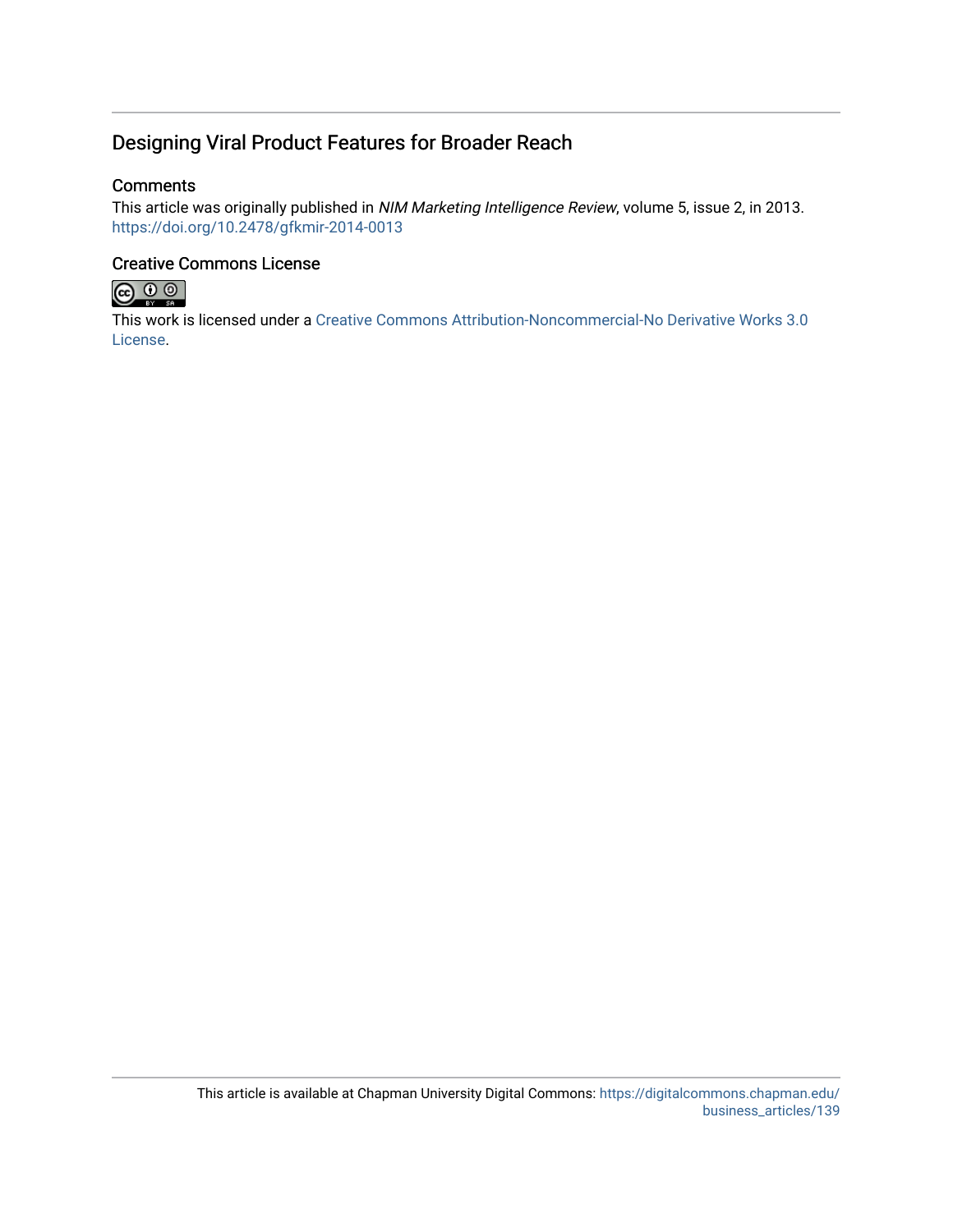# Designing Viral Product Features for Broader Reach

## Comments

This article was originally published in *NIM Marketing Intelligence Review*, volume 5, issue 2, in 2013. https://doi.org/10.2478/gfkmir-2014-0013

## Creative Commons License

This work is licensed under a Creative Commons Attribution-Noncommercial-No Derivative Works 3.0 License.

This article is available at Chapman University Digital Commons: https://digitalcommons.chapman.edu/business_articles/139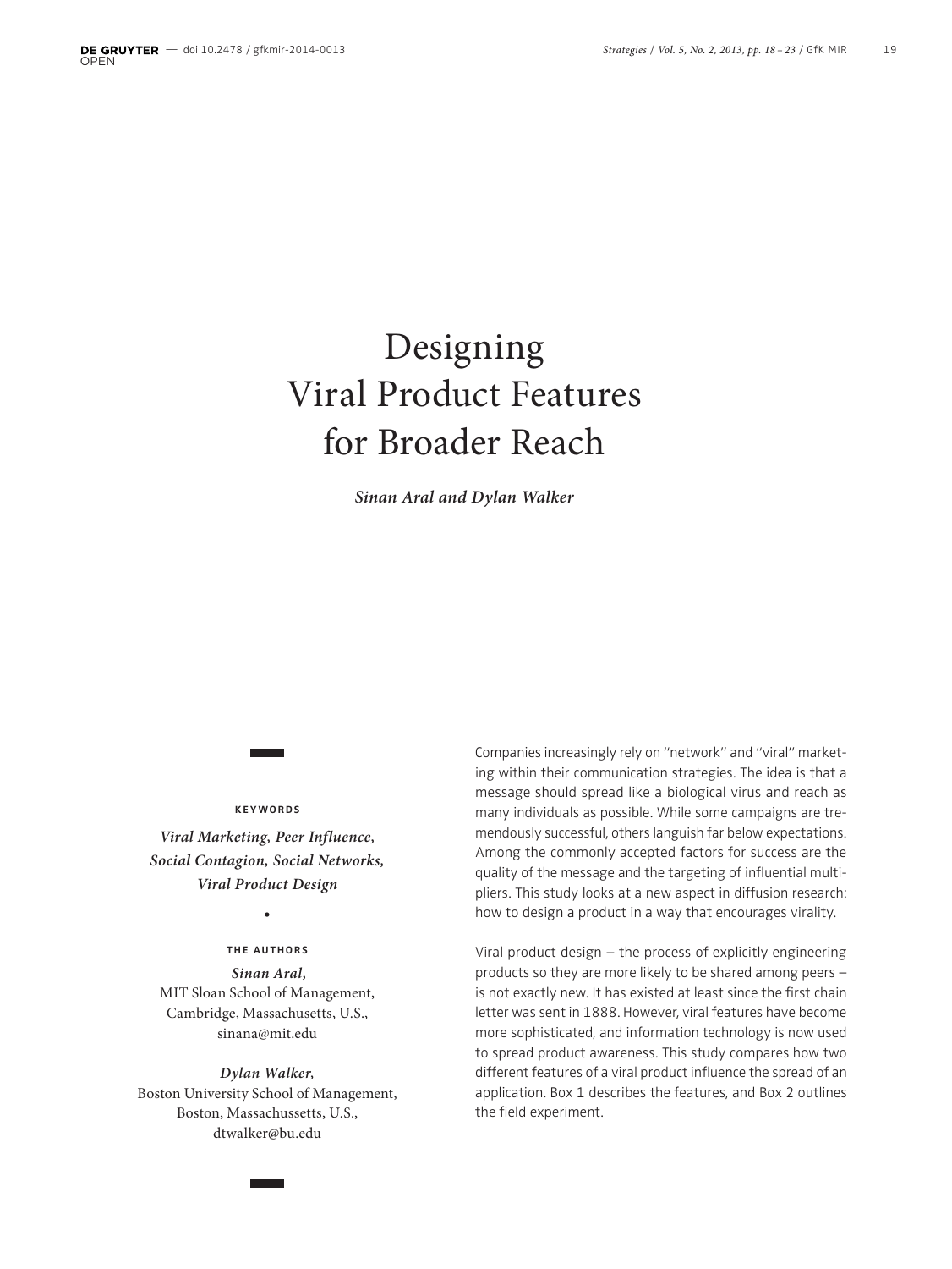# Designing Viral Product Features for Broader Reach

***Sinan Aral and Dylan Walker***

**KEYWORDS**

***Viral Marketing, Peer Influence, Social Contagion, Social Networks, Viral Product Design***

**THE AUTHORS**

***Sinan Aral,***
MIT Sloan School of Management,
Cambridge, Massachusetts, U.S.,
sinana@mit.edu

***Dylan Walker,***
Boston University School of Management,
Boston, Massachussetts, U.S.,
dtwalker@bu.edu

Companies increasingly rely on "network" and "viral" marketing within their communication strategies. The idea is that a message should spread like a biological virus and reach as many individuals as possible. While some campaigns are tremendously successful, others languish far below expectations. Among the commonly accepted factors for success are the quality of the message and the targeting of influential multipliers. This study looks at a new aspect in diffusion research: how to design a product in a way that encourages virality.

Viral product design – the process of explicitly engineering products so they are more likely to be shared among peers – is not exactly new. It has existed at least since the first chain letter was sent in 1888. However, viral features have become more sophisticated, and information technology is now used to spread product awareness. This study compares how two different features of a viral product influence the spread of an application. Box 1 describes the features, and Box 2 outlines the field experiment.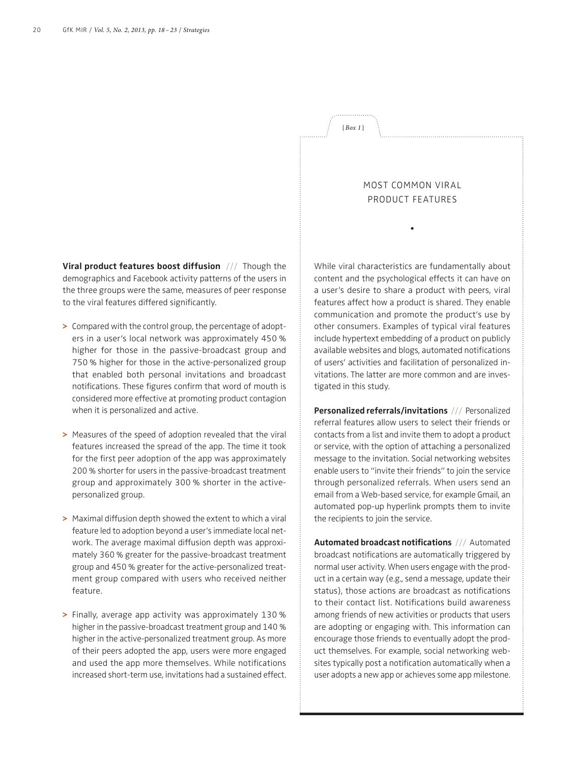**Viral product features boost diffusion** /// Though the demographics and Facebook activity patterns of the users in the three groups were the same, measures of peer response to the viral features differed significantly.

> Compared with the control group, the percentage of adopters in a user's local network was approximately 450 % higher for those in the passive-broadcast group and 750 % higher for those in the active-personalized group that enabled both personal invitations and broadcast notifications. These figures confirm that word of mouth is considered more effective at promoting product contagion when it is personalized and active.

> Measures of the speed of adoption revealed that the viral features increased the spread of the app. The time it took for the first peer adoption of the app was approximately 200 % shorter for users in the passive-broadcast treatment group and approximately 300 % shorter in the active-personalized group.

> Maximal diffusion depth showed the extent to which a viral feature led to adoption beyond a user's immediate local network. The average maximal diffusion depth was approximately 360 % greater for the passive-broadcast treatment group and 450 % greater for the active-personalized treatment group compared with users who received neither feature.

> Finally, average app activity was approximately 130 % higher in the passive-broadcast treatment group and 140 % higher in the active-personalized treatment group. As more of their peers adopted the app, users were more engaged and used the app more themselves. While notifications increased short-term use, invitations had a sustained effect.

{Box 1}

## MOST COMMON VIRAL PRODUCT FEATURES

While viral characteristics are fundamentally about content and the psychological effects it can have on a user's desire to share a product with peers, viral features affect how a product is shared. They enable communication and promote the product's use by other consumers. Examples of typical viral features include hypertext embedding of a product on publicly available websites and blogs, automated notifications of users' activities and facilitation of personalized invitations. The latter are more common and are investigated in this study.

**Personalized referrals/invitations** /// Personalized referral features allow users to select their friends or contacts from a list and invite them to adopt a product or service, with the option of attaching a personalized message to the invitation. Social networking websites enable users to "invite their friends" to join the service through personalized referrals. When users send an email from a Web-based service, for example Gmail, an automated pop-up hyperlink prompts them to invite the recipients to join the service.

**Automated broadcast notifications** /// Automated broadcast notifications are automatically triggered by normal user activity. When users engage with the product in a certain way (e.g., send a message, update their status), those actions are broadcast as notifications to their contact list. Notifications build awareness among friends of new activities or products that users are adopting or engaging with. This information can encourage those friends to eventually adopt the product themselves. For example, social networking websites typically post a notification automatically when a user adopts a new app or achieves some app milestone.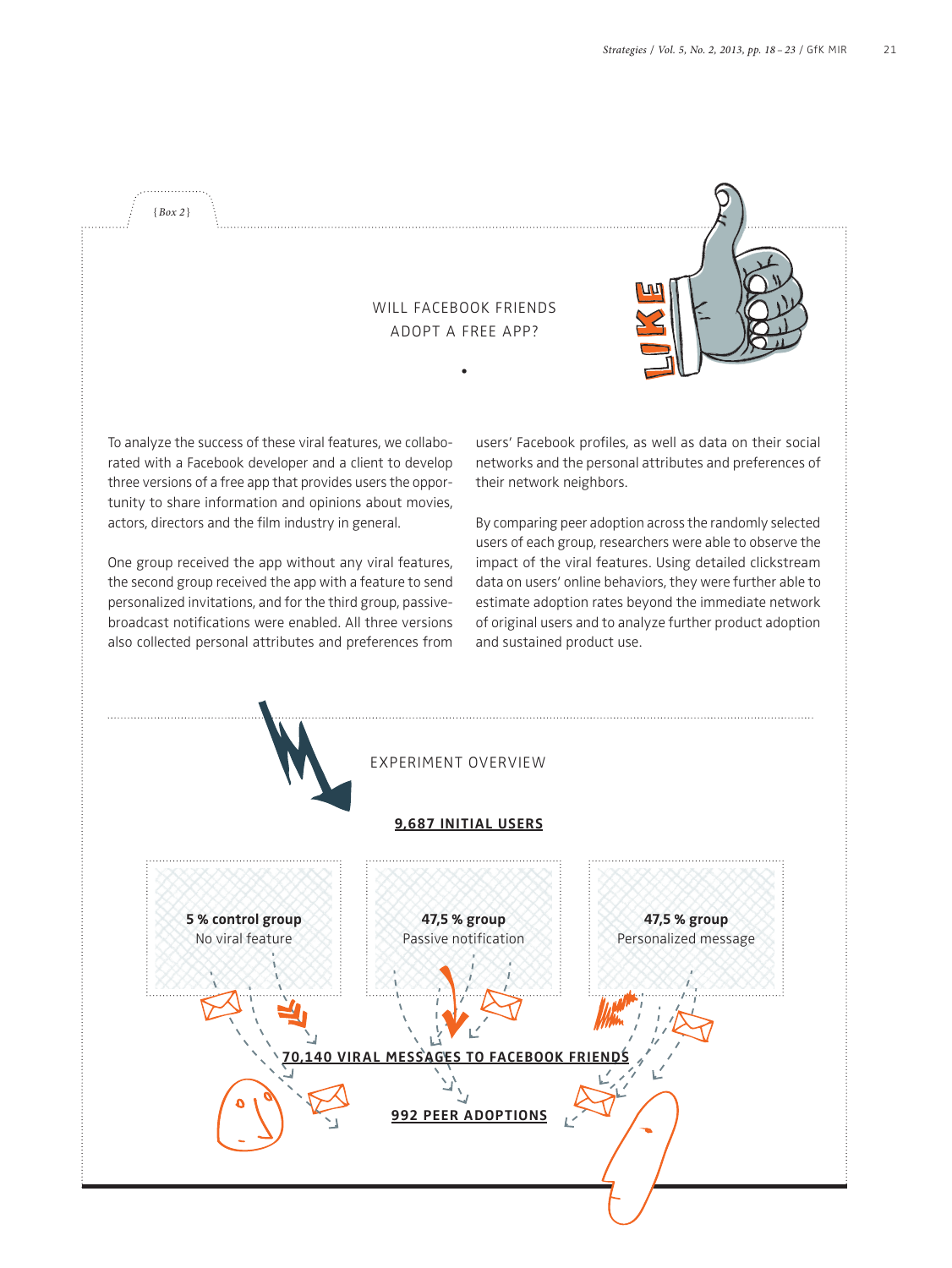{Box 2}

## WILL FACEBOOK FRIENDS ADOPT A FREE APP?

To analyze the success of these viral features, we collaborated with a Facebook developer and a client to develop three versions of a free app that provides users the opportunity to share information and opinions about movies, actors, directors and the film industry in general.

One group received the app without any viral features, the second group received the app with a feature to send personalized invitations, and for the third group, passive-broadcast notifications were enabled. All three versions also collected personal attributes and preferences from users' Facebook profiles, as well as data on their social networks and the personal attributes and preferences of their network neighbors.

By comparing peer adoption across the randomly selected users of each group, researchers were able to observe the impact of the viral features. Using detailed clickstream data on users' online behaviors, they were further able to estimate adoption rates beyond the immediate network of original users and to analyze further product adoption and sustained product use.

### EXPERIMENT OVERVIEW

**9,687 INITIAL USERS**

**5 % control group**
No viral feature

**47,5 % group**
Passive notification

**47,5 % group**
Personalized message

**70,140 VIRAL MESSAGES TO FACEBOOK FRIENDS**

**992 PEER ADOPTIONS**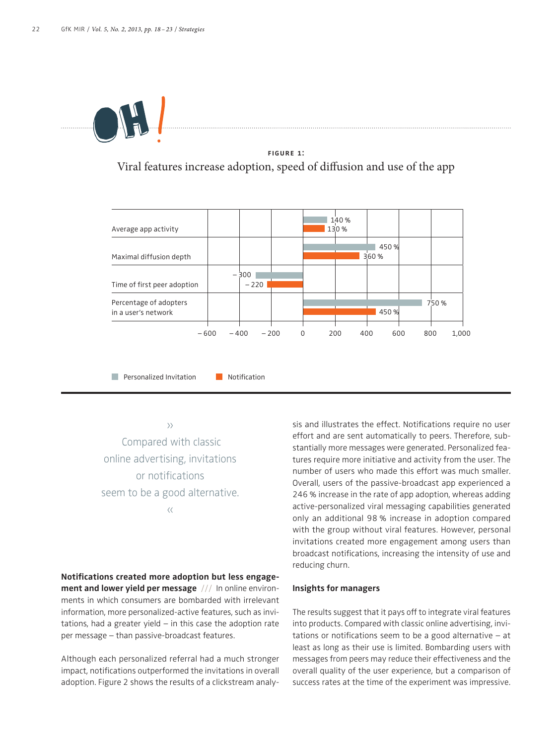**FIGURE 1:**

Viral features increase adoption, speed of diffusion and use of the app

| | Personalized Invitation | Notification |
|---|---|---|
| Average app activity | 140 % | 130 % |
| Maximal diffusion depth | 450 % | 360 % |
| Time of first peer adoption | – 300 | – 220 |
| Percentage of adopters in a user's network | 750 % | 450 % |

» Compared with classic online advertising, invitations or notifications seem to be a good alternative. «

**Notifications created more adoption but less engagement and lower yield per message** /// In online environments in which consumers are bombarded with irrelevant information, more personalized-active features, such as invitations, had a greater yield – in this case the adoption rate per message – than passive-broadcast features.

Although each personalized referral had a much stronger impact, notifications outperformed the invitations in overall adoption. Figure 2 shows the results of a clickstream analysis and illustrates the effect. Notifications require no user effort and are sent automatically to peers. Therefore, substantially more messages were generated. Personalized features require more initiative and activity from the user. The number of users who made this effort was much smaller. Overall, users of the passive-broadcast app experienced a 246 % increase in the rate of app adoption, whereas adding active-personalized viral messaging capabilities generated only an additional 98 % increase in adoption compared with the group without viral features. However, personal invitations created more engagement among users than broadcast notifications, increasing the intensity of use and reducing churn.

**Insights for managers**

The results suggest that it pays off to integrate viral features into products. Compared with classic online advertising, invitations or notifications seem to be a good alternative – at least as long as their use is limited. Bombarding users with messages from peers may reduce their effectiveness and the overall quality of the user experience, but a comparison of success rates at the time of the experiment was impressive.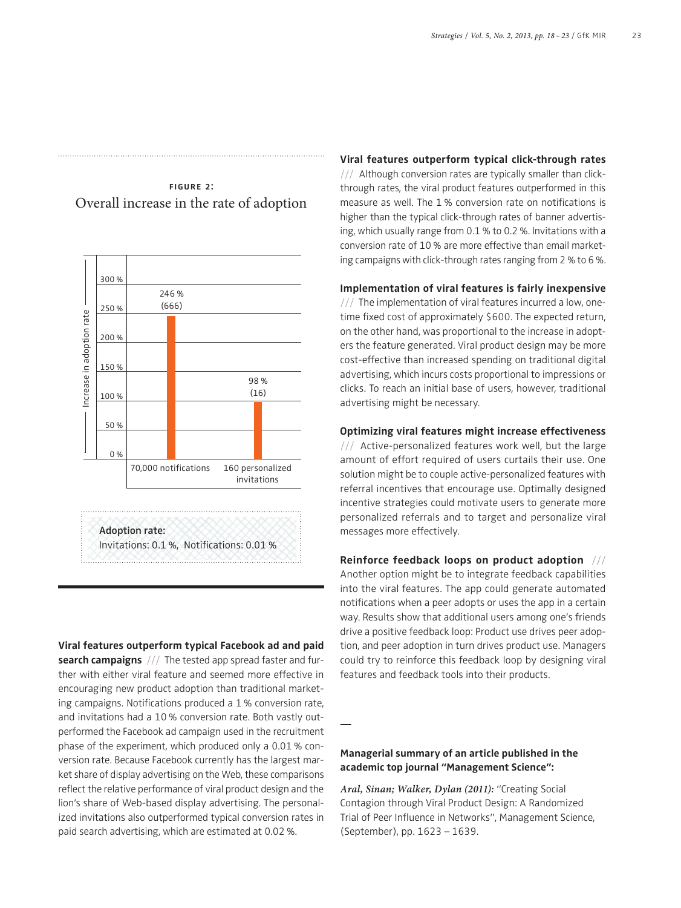**FIGURE 2:**
Overall increase in the rate of adoption

Increase in adoption rate

300 %
250 %
200 %
150 %
100 %
50 %
0 %

246 %
(666)

98 %
(16)

70,000 notifications

160 personalized invitations

**Adoption rate:**
Invitations: 0.1 %, Notifications: 0.01 %

**Viral features outperform typical Facebook ad and paid search campaigns** /// The tested app spread faster and further with either viral feature and seemed more effective in encouraging new product adoption than traditional marketing campaigns. Notifications produced a 1 % conversion rate, and invitations had a 10 % conversion rate. Both vastly outperformed the Facebook ad campaign used in the recruitment phase of the experiment, which produced only a 0.01 % conversion rate. Because Facebook currently has the largest market share of display advertising on the Web, these comparisons reflect the relative performance of viral product design and the lion's share of Web-based display advertising. The personalized invitations also outperformed typical conversion rates in paid search advertising, which are estimated at 0.02 %.

**Viral features outperform typical click-through rates** /// Although conversion rates are typically smaller than click-through rates, the viral product features outperformed in this measure as well. The 1 % conversion rate on notifications is higher than the typical click-through rates of banner advertising, which usually range from 0.1 % to 0.2 %. Invitations with a conversion rate of 10 % are more effective than email marketing campaigns with click-through rates ranging from 2 % to 6 %.

**Implementation of viral features is fairly inexpensive** /// The implementation of viral features incurred a low, one-time fixed cost of approximately $600. The expected return, on the other hand, was proportional to the increase in adopters the feature generated. Viral product design may be more cost-effective than increased spending on traditional digital advertising, which incurs costs proportional to impressions or clicks. To reach an initial base of users, however, traditional advertising might be necessary.

**Optimizing viral features might increase effectiveness** /// Active-personalized features work well, but the large amount of effort required of users curtails their use. One solution might be to couple active-personalized features with referral incentives that encourage use. Optimally designed incentive strategies could motivate users to generate more personalized referrals and to target and personalize viral messages more effectively.

**Reinforce feedback loops on product adoption** /// Another option might be to integrate feedback capabilities into the viral features. The app could generate automated notifications when a peer adopts or uses the app in a certain way. Results show that additional users among one's friends drive a positive feedback loop: Product use drives peer adoption, and peer adoption in turn drives product use. Managers could try to reinforce this feedback loop by designing viral features and feedback tools into their products.

**Managerial summary of an article published in the academic top journal "Management Science":**

***Aral, Sinan; Walker, Dylan (2011):*** "Creating Social Contagion through Viral Product Design: A Randomized Trial of Peer Influence in Networks", Management Science, (September), pp. 1623 – 1639.